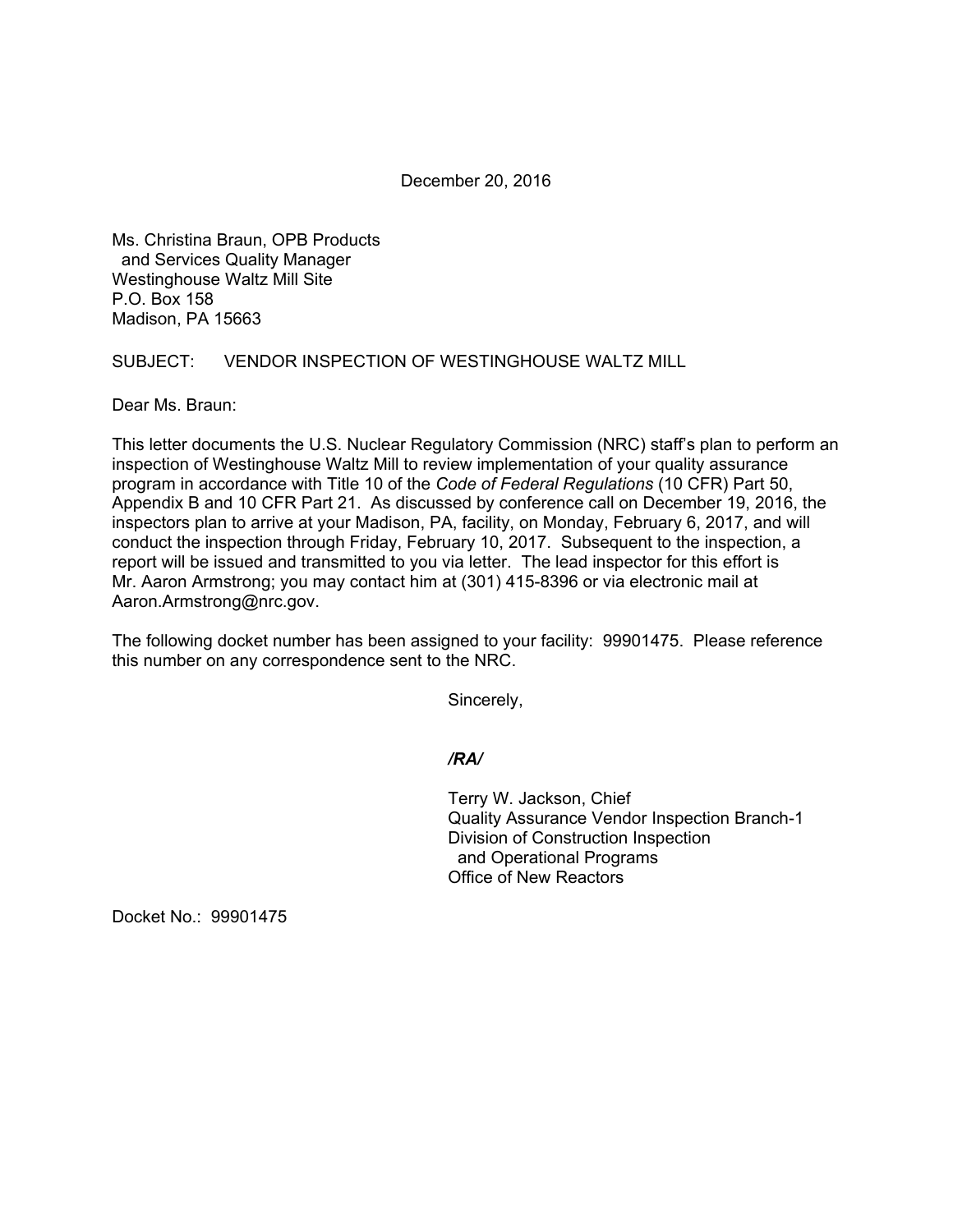December 20, 2016

Ms. Christina Braun, OPB Products
and Services Quality Manager
Westinghouse Waltz Mill Site
P.O. Box 158
Madison, PA 15663

SUBJECT: VENDOR INSPECTION OF WESTINGHOUSE WALTZ MILL

Dear Ms. Braun:

This letter documents the U.S. Nuclear Regulatory Commission (NRC) staff's plan to perform an inspection of Westinghouse Waltz Mill to review implementation of your quality assurance program in accordance with Title 10 of the *Code of Federal Regulations* (10 CFR) Part 50, Appendix B and 10 CFR Part 21. As discussed by conference call on December 19, 2016, the inspectors plan to arrive at your Madison, PA, facility, on Monday, February 6, 2017, and will conduct the inspection through Friday, February 10, 2017. Subsequent to the inspection, a report will be issued and transmitted to you via letter. The lead inspector for this effort is Mr. Aaron Armstrong; you may contact him at (301) 415-8396 or via electronic mail at Aaron.Armstrong@nrc.gov.

The following docket number has been assigned to your facility: 99901475. Please reference this number on any correspondence sent to the NRC.

Sincerely,

***/RA/***

Terry W. Jackson, Chief
Quality Assurance Vendor Inspection Branch-1
Division of Construction Inspection
and Operational Programs
Office of New Reactors

Docket No.: 99901475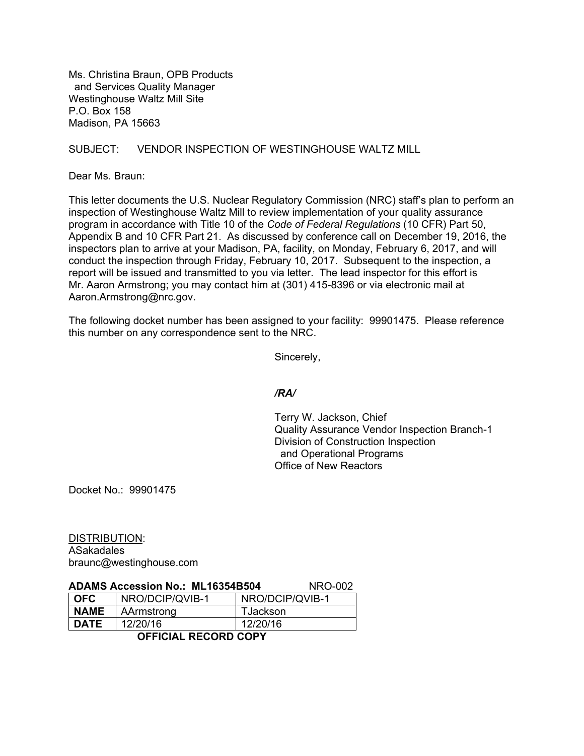Ms. Christina Braun, OPB Products
and Services Quality Manager
Westinghouse Waltz Mill Site
P.O. Box 158
Madison, PA 15663

SUBJECT: VENDOR INSPECTION OF WESTINGHOUSE WALTZ MILL

Dear Ms. Braun:

This letter documents the U.S. Nuclear Regulatory Commission (NRC) staff's plan to perform an inspection of Westinghouse Waltz Mill to review implementation of your quality assurance program in accordance with Title 10 of the *Code of Federal Regulations* (10 CFR) Part 50, Appendix B and 10 CFR Part 21. As discussed by conference call on December 19, 2016, the inspectors plan to arrive at your Madison, PA, facility, on Monday, February 6, 2017, and will conduct the inspection through Friday, February 10, 2017. Subsequent to the inspection, a report will be issued and transmitted to you via letter. The lead inspector for this effort is Mr. Aaron Armstrong; you may contact him at (301) 415-8396 or via electronic mail at Aaron.Armstrong@nrc.gov.

The following docket number has been assigned to your facility: 99901475. Please reference this number on any correspondence sent to the NRC.

Sincerely,

***/RA/***

Terry W. Jackson, Chief
Quality Assurance Vendor Inspection Branch-1
Division of Construction Inspection
and Operational Programs
Office of New Reactors

Docket No.: 99901475

DISTRIBUTION:
ASakadales
braunc@westinghouse.com

**ADAMS Accession No.: ML16354B504** NRO-002

| **OFC** | NRO/DCIP/QVIB-1 | NRO/DCIP/QVIB-1 |
|---|---|---|
| **NAME** | AArmstrong | TJackson |
| **DATE** | 12/20/16 | 12/20/16 |

**OFFICIAL RECORD COPY**